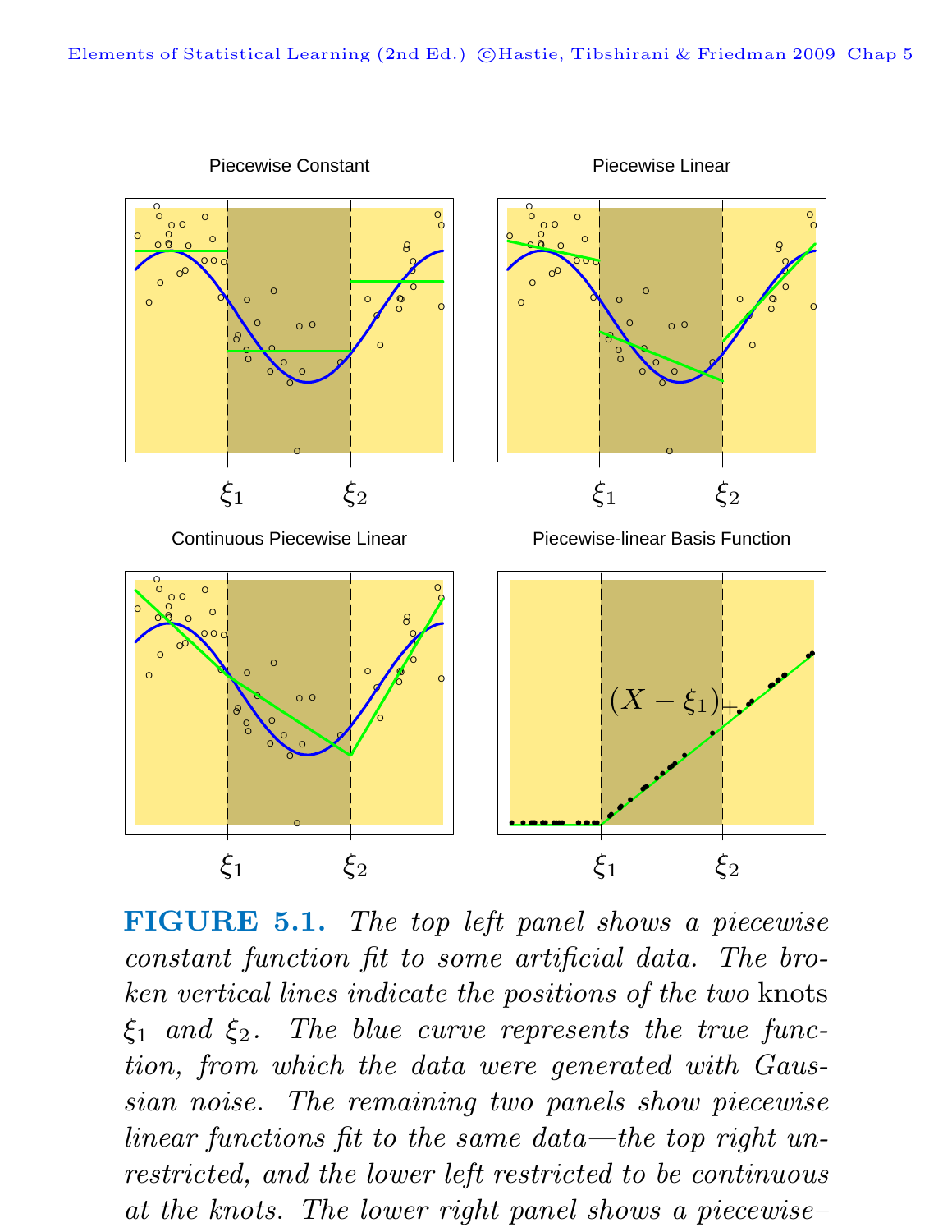**FIGURE 5.1.** *The top left panel shows a piecewise constant function fit to some artificial data. The broken vertical lines indicate the positions of the two* knots *$\xi_1$ and $\xi_2$. The blue curve represents the true function, from which the data were generated with Gaussian noise. The remaining two panels show piecewise linear functions fit to the same data—the top right unrestricted, and the lower left restricted to be continuous at the knots. The lower right panel shows a piecewise–*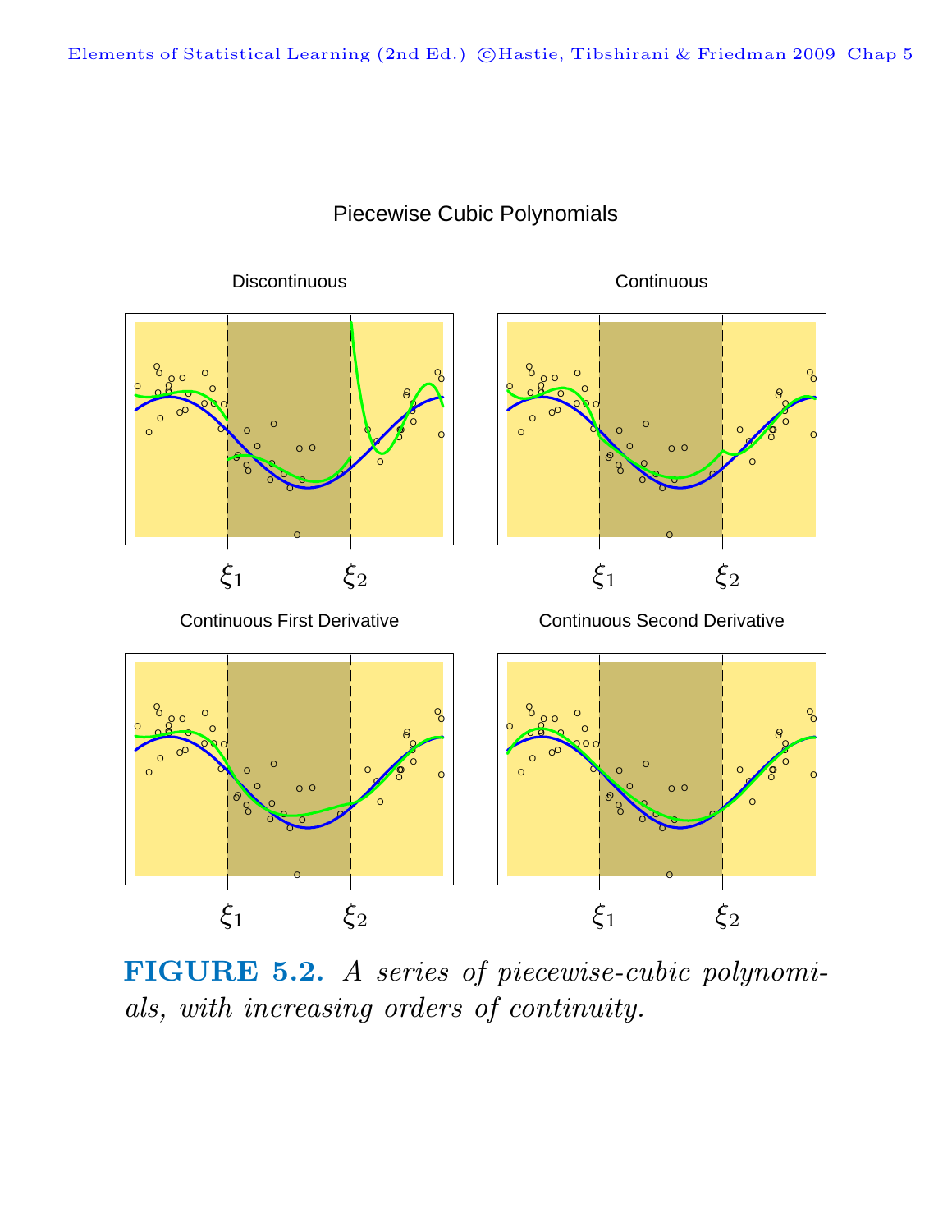**FIGURE 5.2.** *A series of piecewise-cubic polynomials, with increasing orders of continuity.*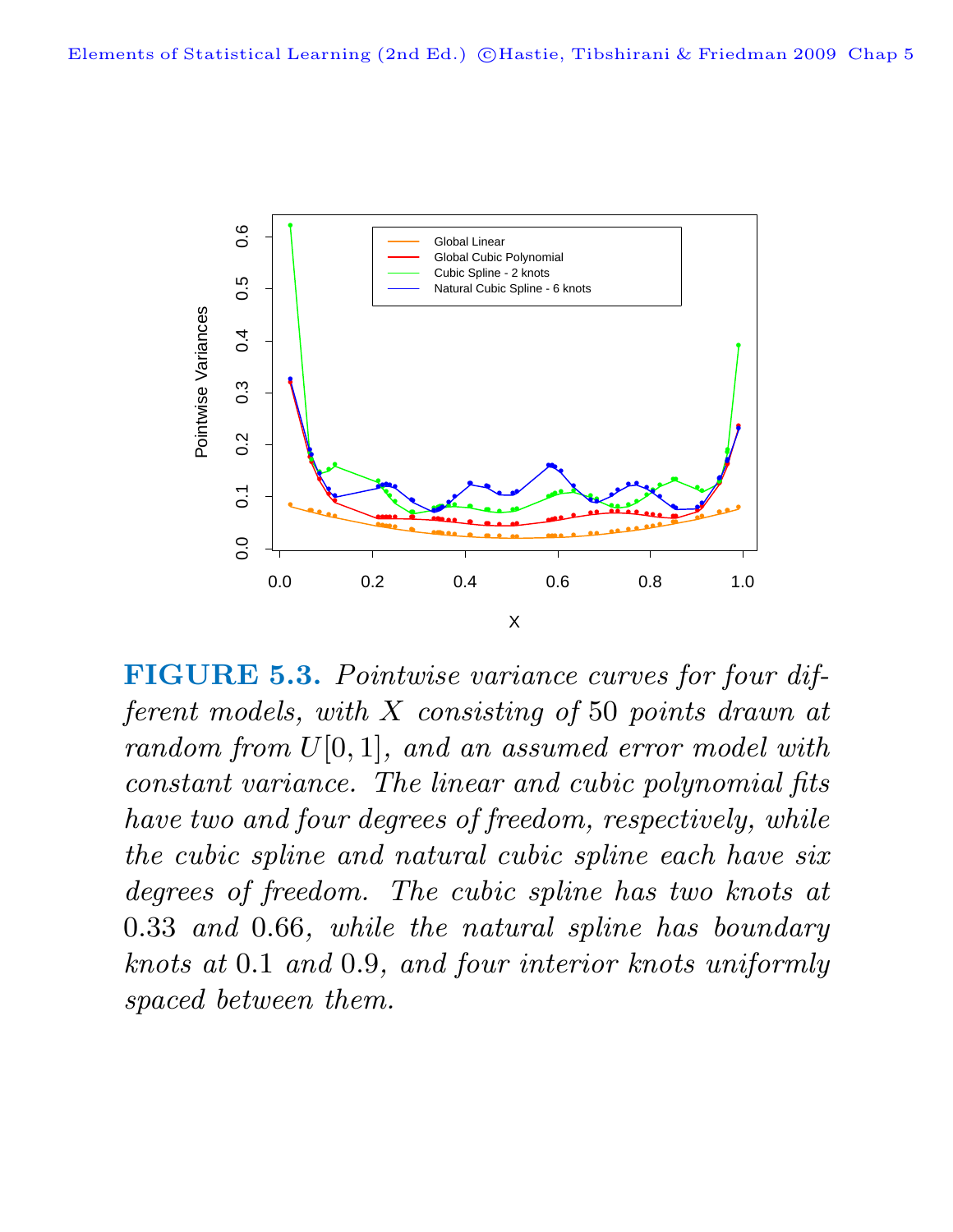**FIGURE 5.3.** *Pointwise variance curves for four different models, with $X$ consisting of 50 points drawn at random from $U[0,1]$, and an assumed error model with constant variance. The linear and cubic polynomial fits have two and four degrees of freedom, respectively, while the cubic spline and natural cubic spline each have six degrees of freedom. The cubic spline has two knots at 0.33 and 0.66, while the natural spline has boundary knots at 0.1 and 0.9, and four interior knots uniformly spaced between them.*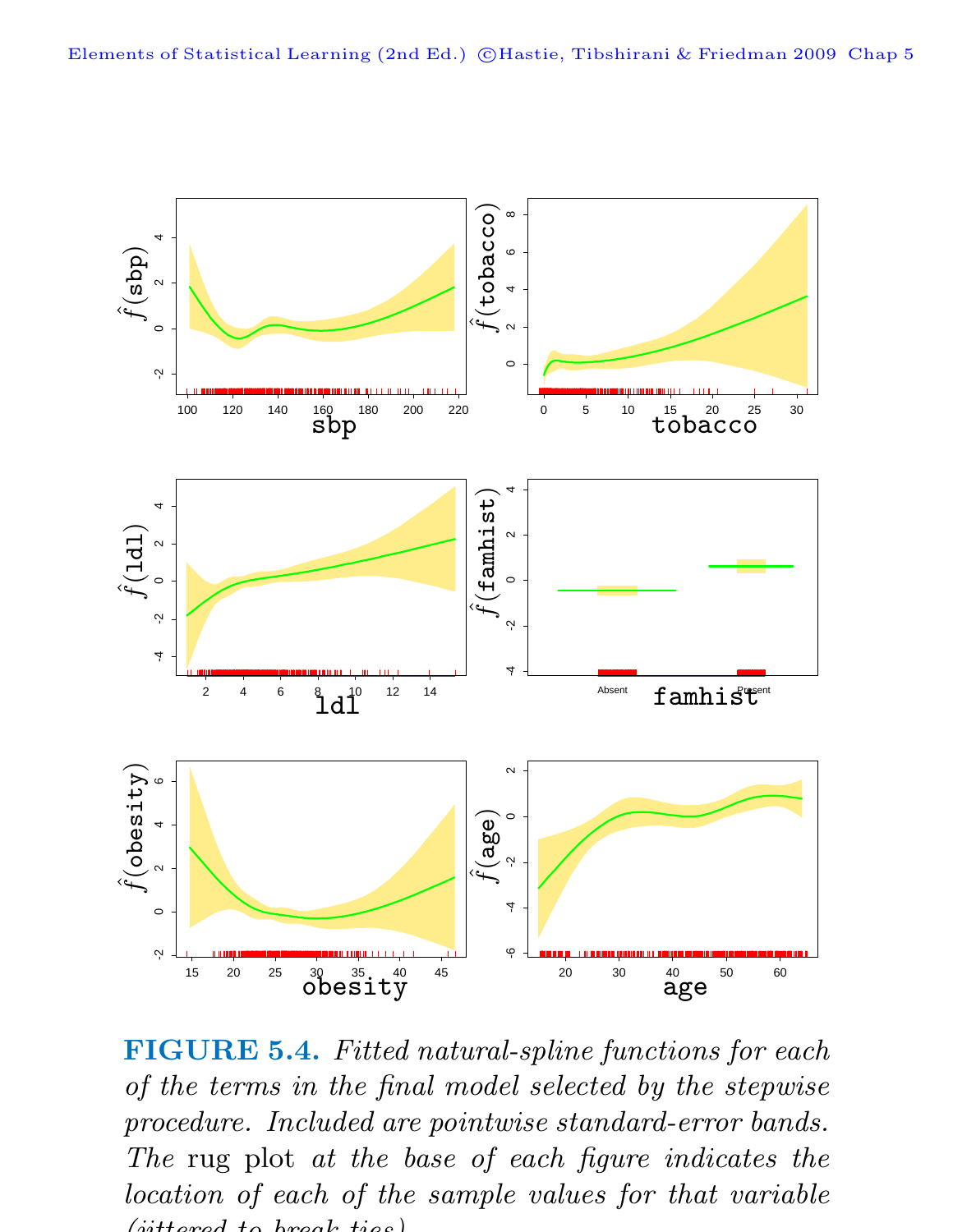**FIGURE 5.4.** *Fitted natural-spline functions for each of the terms in the final model selected by the stepwise procedure. Included are pointwise standard-error bands. The* rug plot *at the base of each figure indicates the location of each of the sample values for that variable (jittered to break ties).*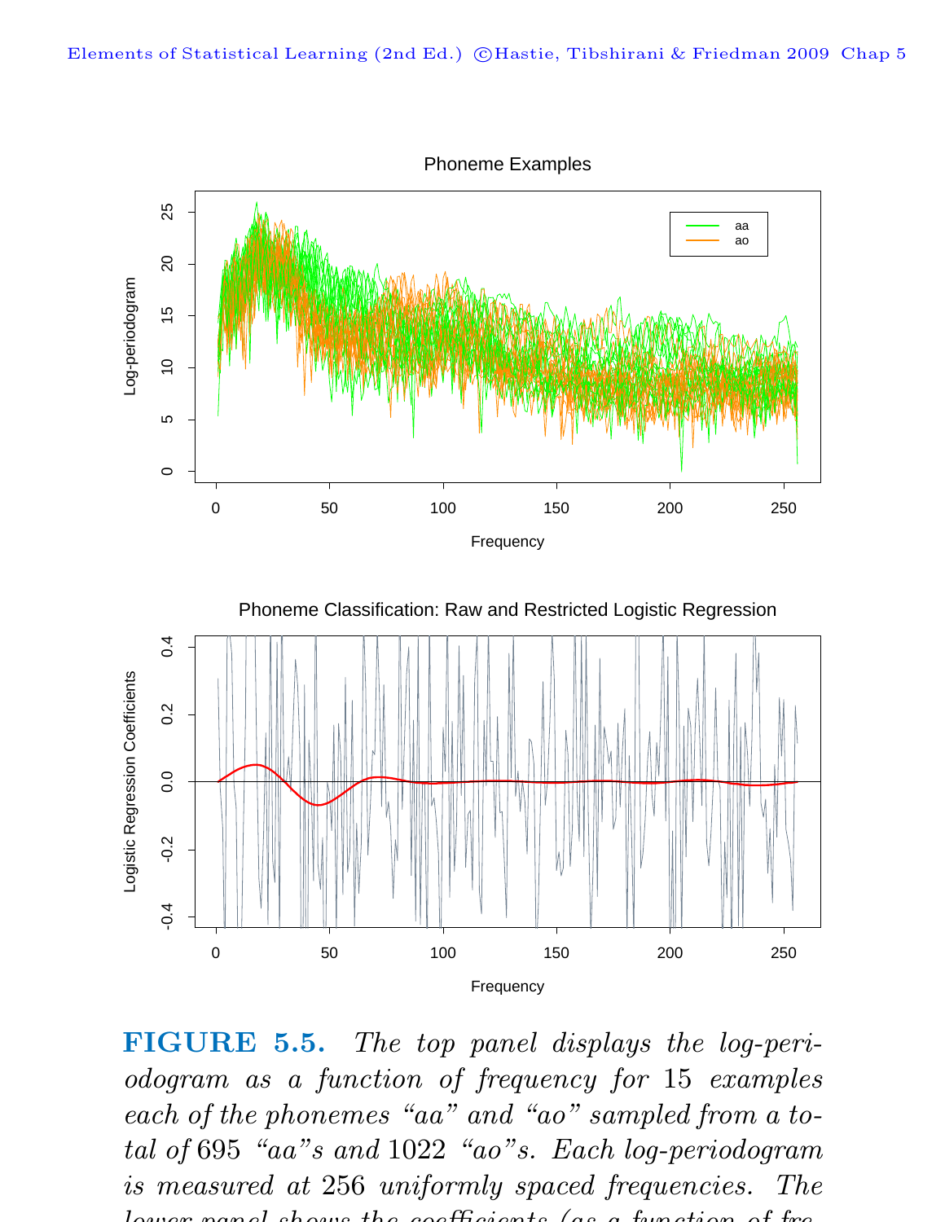**FIGURE 5.5.** *The top panel displays the log-periodogram as a function of frequency for 15 examples each of the phonemes "aa" and "ao" sampled from a total of 695 "aa"s and 1022 "ao"s. Each log-periodogram is measured at 256 uniformly spaced frequencies. The lower panel shows the coefficients (as a function of fre-*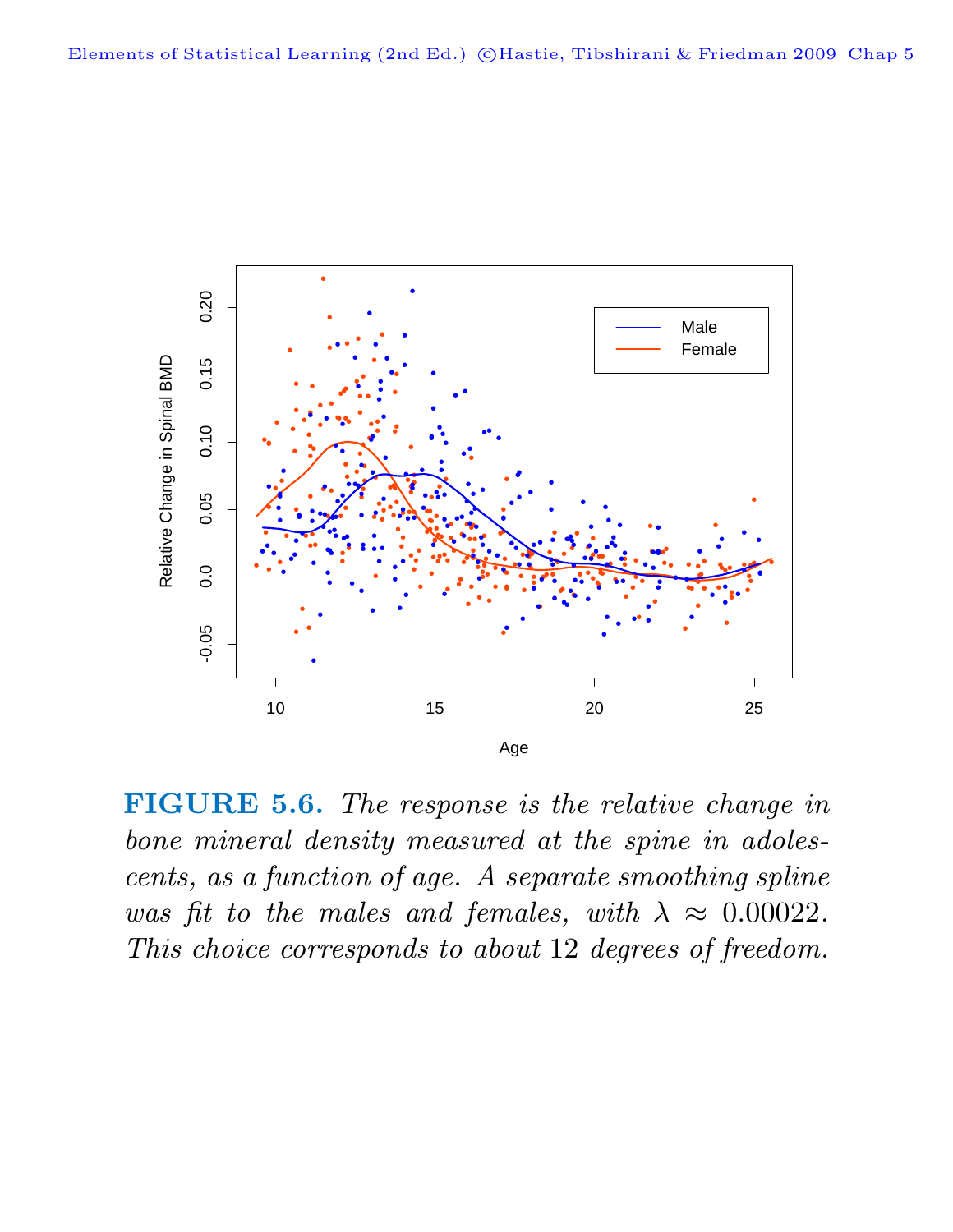**FIGURE 5.6.** *The response is the relative change in bone mineral density measured at the spine in adolescents, as a function of age. A separate smoothing spline was fit to the males and females, with* $\lambda \approx 0.00022$*. This choice corresponds to about* 12 *degrees of freedom.*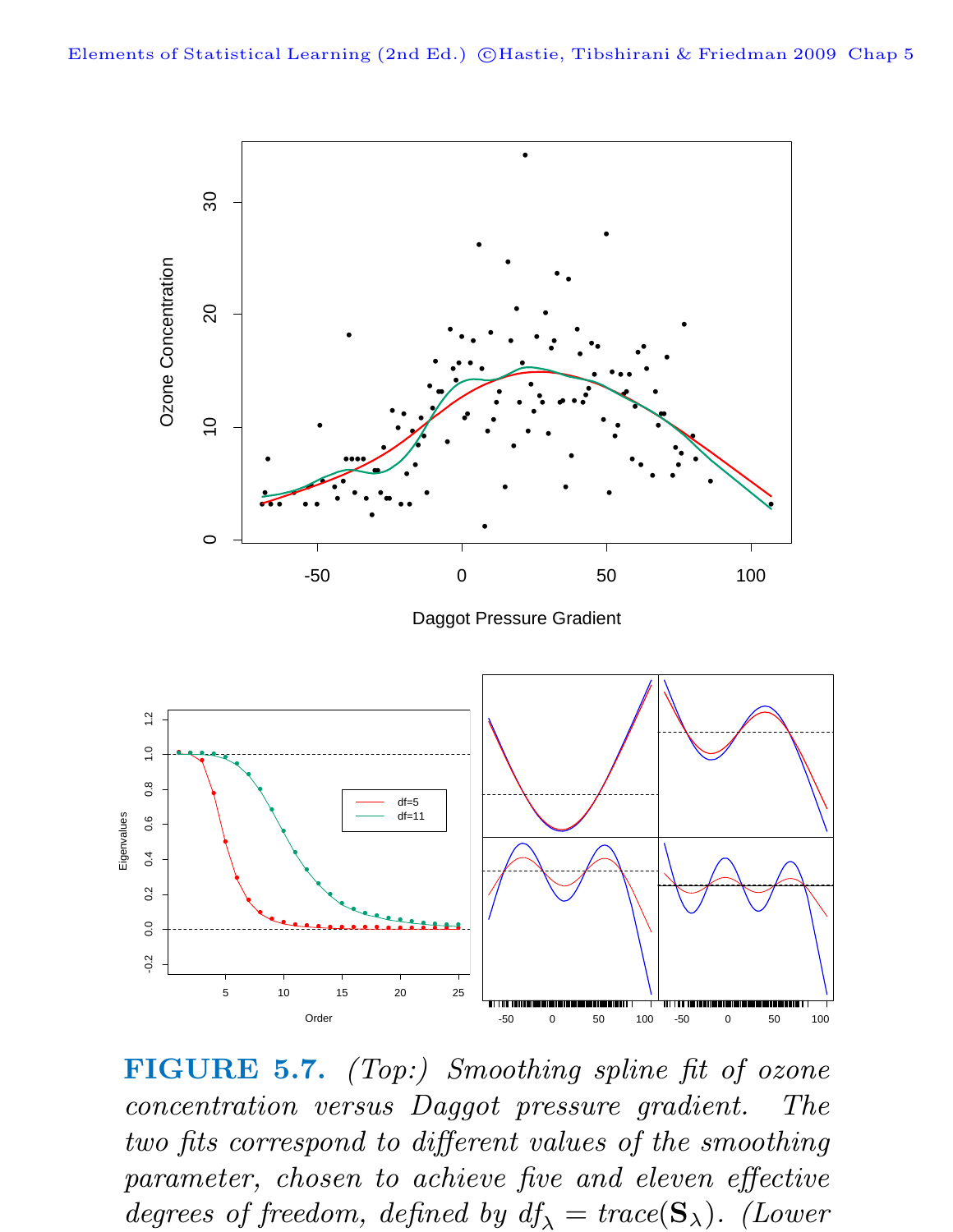**FIGURE 5.7.** *(Top:) Smoothing spline fit of ozone concentration versus Daggot pressure gradient. The two fits correspond to different values of the smoothing parameter, chosen to achieve five and eleven effective degrees of freedom, defined by* $df_\lambda = trace(\mathbf{S}_\lambda)$*. (Lower*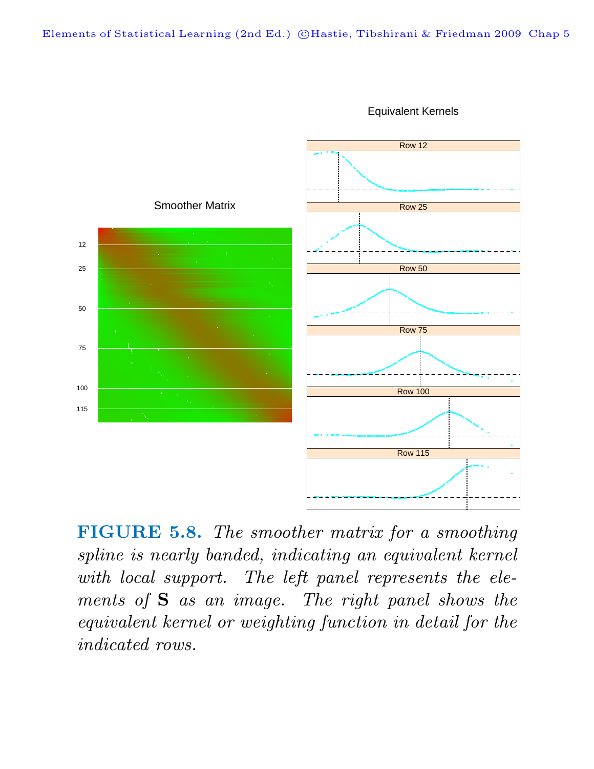**FIGURE 5.8.** *The smoother matrix for a smoothing spline is nearly banded, indicating an equivalent kernel with local support. The left panel represents the elements of* $\mathbf{S}$ *as an image. The right panel shows the equivalent kernel or weighting function in detail for the indicated rows.*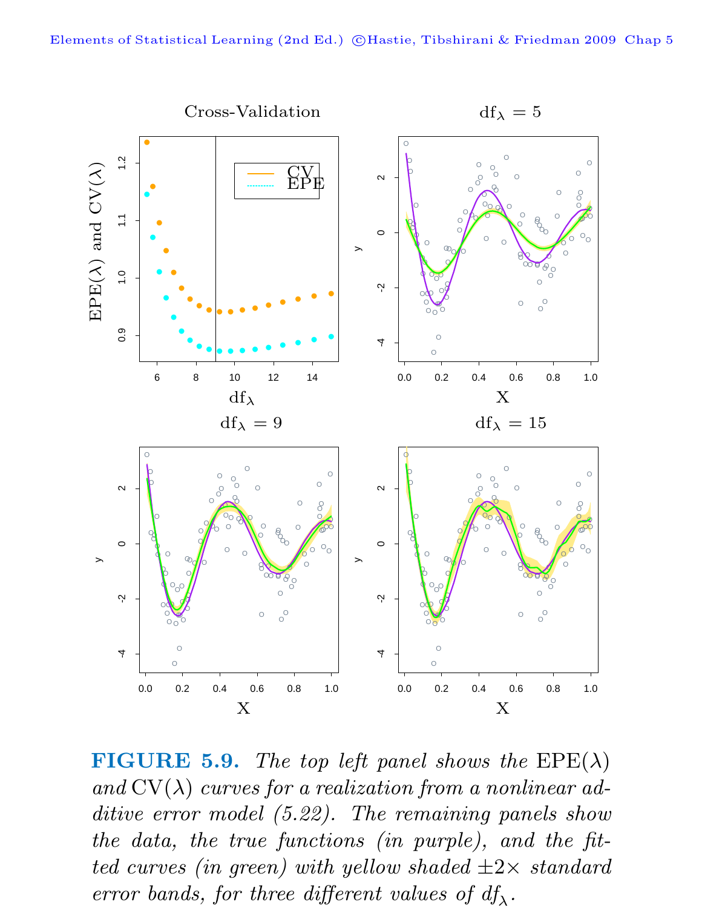**FIGURE 5.9.** *The top left panel shows the* $\mathrm{EPE}(\lambda)$ *and* $\mathrm{CV}(\lambda)$ *curves for a realization from a nonlinear additive error model (5.22). The remaining panels show the data, the true functions (in purple), and the fitted curves (in green) with yellow shaded* $\pm 2\times$ *standard error bands, for three different values of* $df_\lambda$.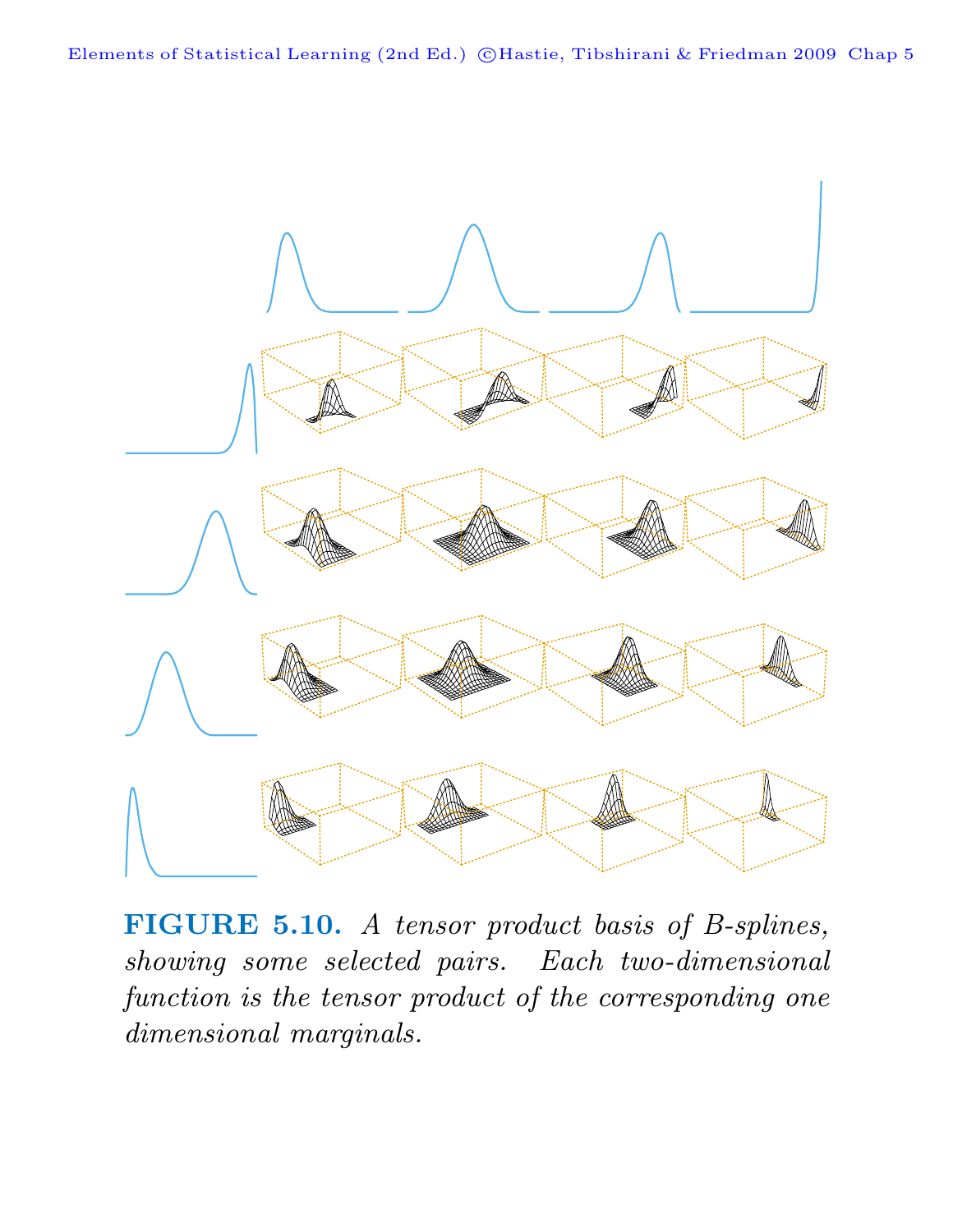**FIGURE 5.10.** *A tensor product basis of B-splines, showing some selected pairs. Each two-dimensional function is the tensor product of the corresponding one dimensional marginals.*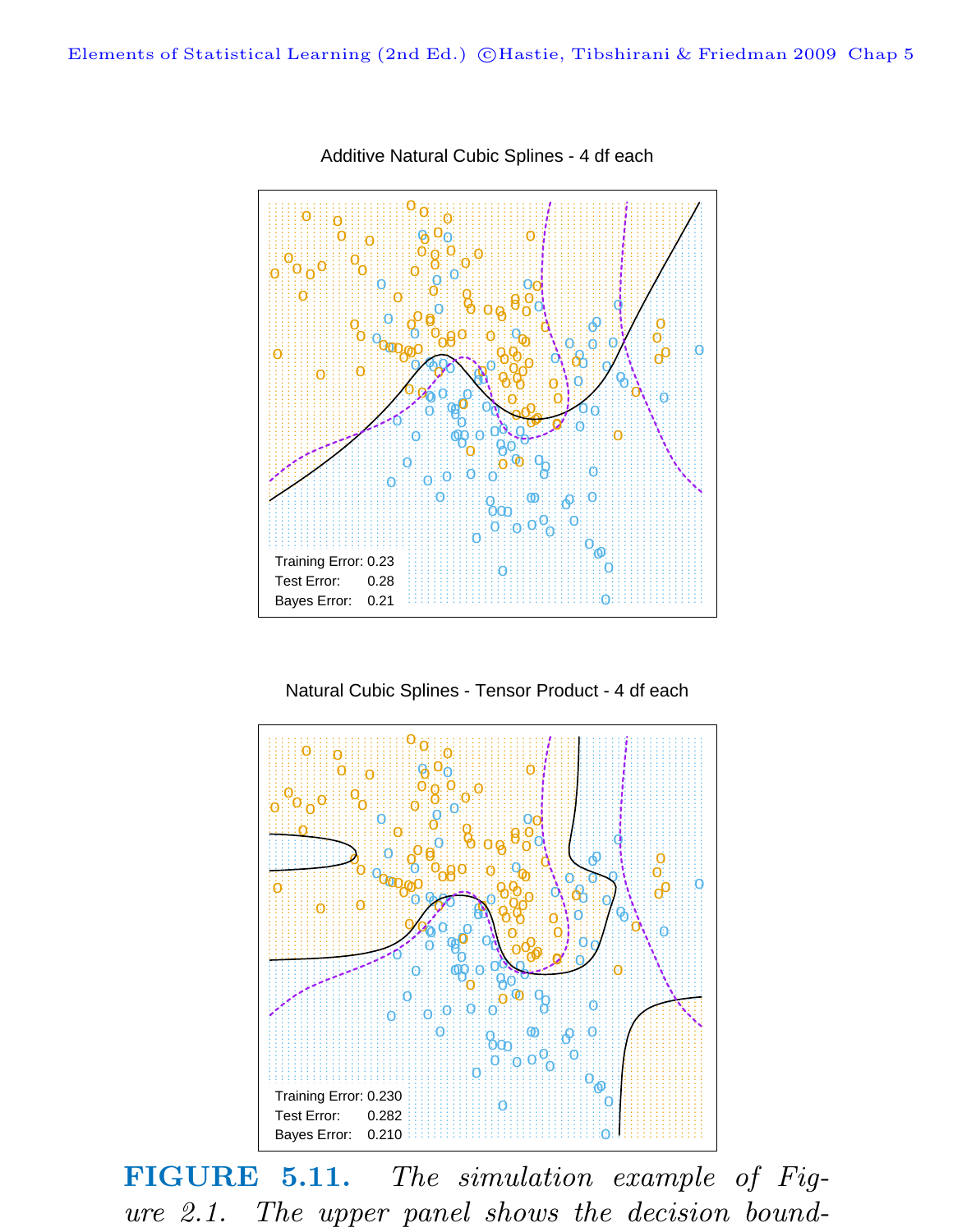Additive Natural Cubic Splines - 4 df each

Training Error: 0.23
Test Error: 0.28
Bayes Error: 0.21

Natural Cubic Splines - Tensor Product - 4 df each

Training Error: 0.230
Test Error: 0.282
Bayes Error: 0.210

**FIGURE 5.11.** *The simulation example of Figure 2.1. The upper panel shows the decision bound-*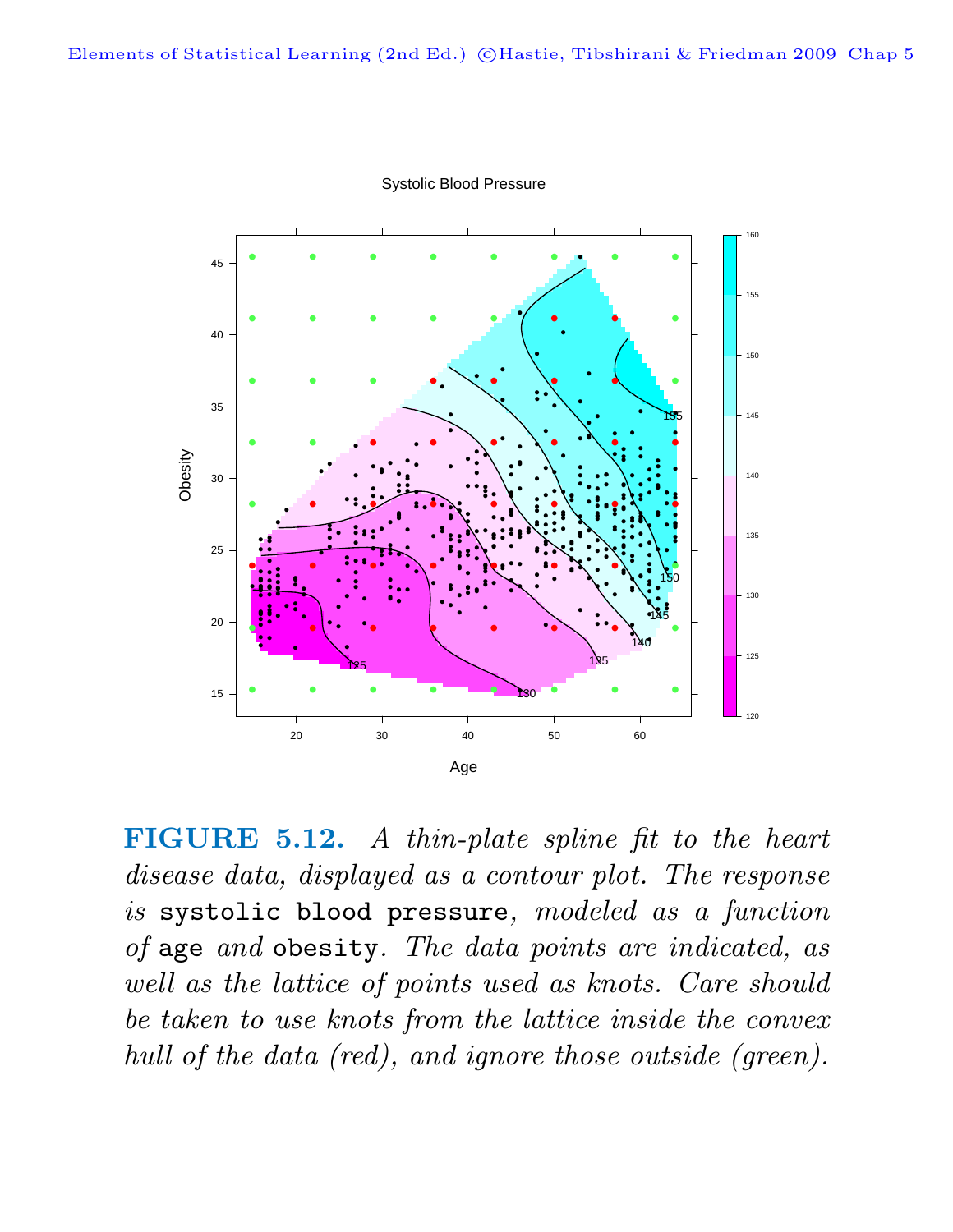**FIGURE 5.12.** *A thin-plate spline fit to the heart disease data, displayed as a contour plot. The response is* `systolic blood pressure`*, modeled as a function of* `age` *and* `obesity`*. The data points are indicated, as well as the lattice of points used as knots. Care should be taken to use knots from the lattice inside the convex hull of the data (red), and ignore those outside (green).*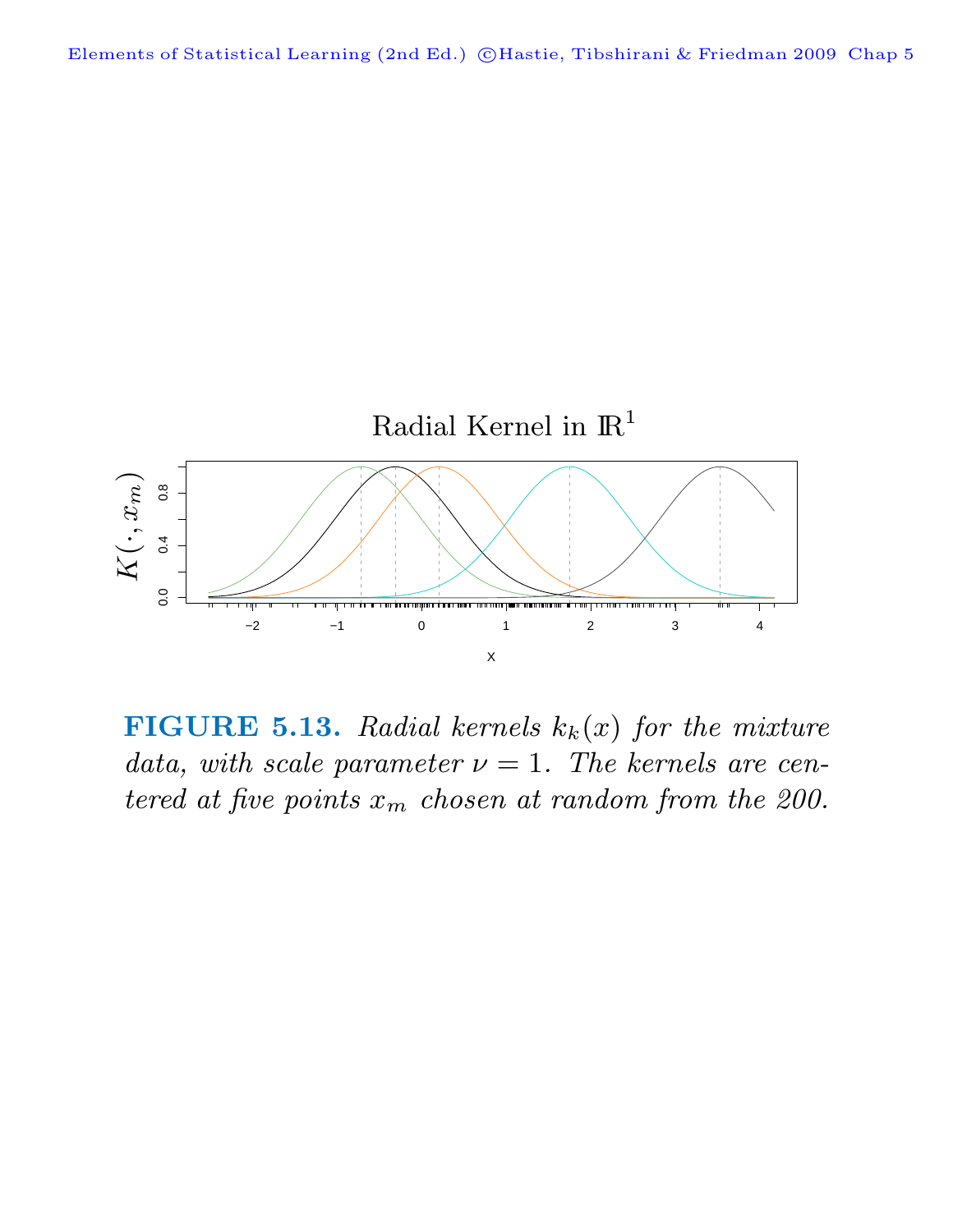**FIGURE 5.13.** *Radial kernels $k_k(x)$ for the mixture data, with scale parameter $\nu = 1$. The kernels are centered at five points $x_m$ chosen at random from the 200.*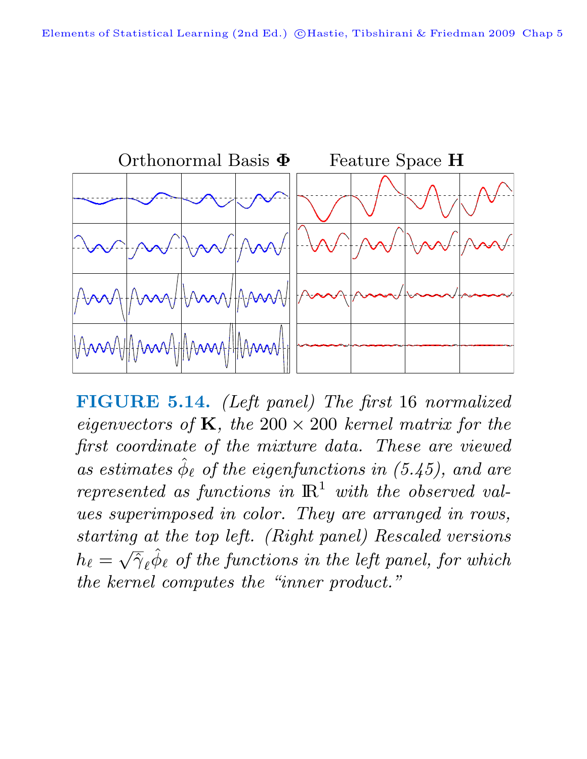Orthonormal Basis $\mathbf{\Phi}$ Feature Space $\mathbf{H}$

**FIGURE 5.14.** *(Left panel) The first* 16 *normalized eigenvectors of* $\mathbf{K}$*, the* $200 \times 200$ *kernel matrix for the first coordinate of the mixture data. These are viewed as estimates* $\hat{\phi}_\ell$ *of the eigenfunctions in (5.45), and are represented as functions in* $\mathbb{R}^1$ *with the observed values superimposed in color. They are arranged in rows, starting at the top left. (Right panel) Rescaled versions* $h_\ell = \sqrt{\hat{\gamma}_\ell}\hat{\phi}_\ell$ *of the functions in the left panel, for which the kernel computes the "inner product."*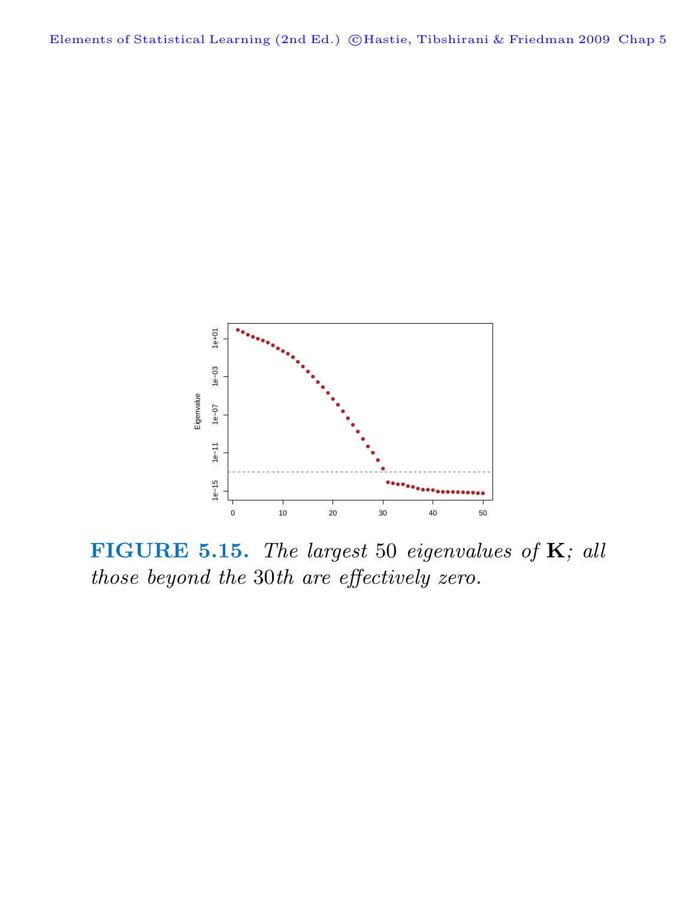**FIGURE 5.15.** *The largest* 50 *eigenvalues of* $\mathbf{K}$*; all those beyond the* 30*th are effectively zero.*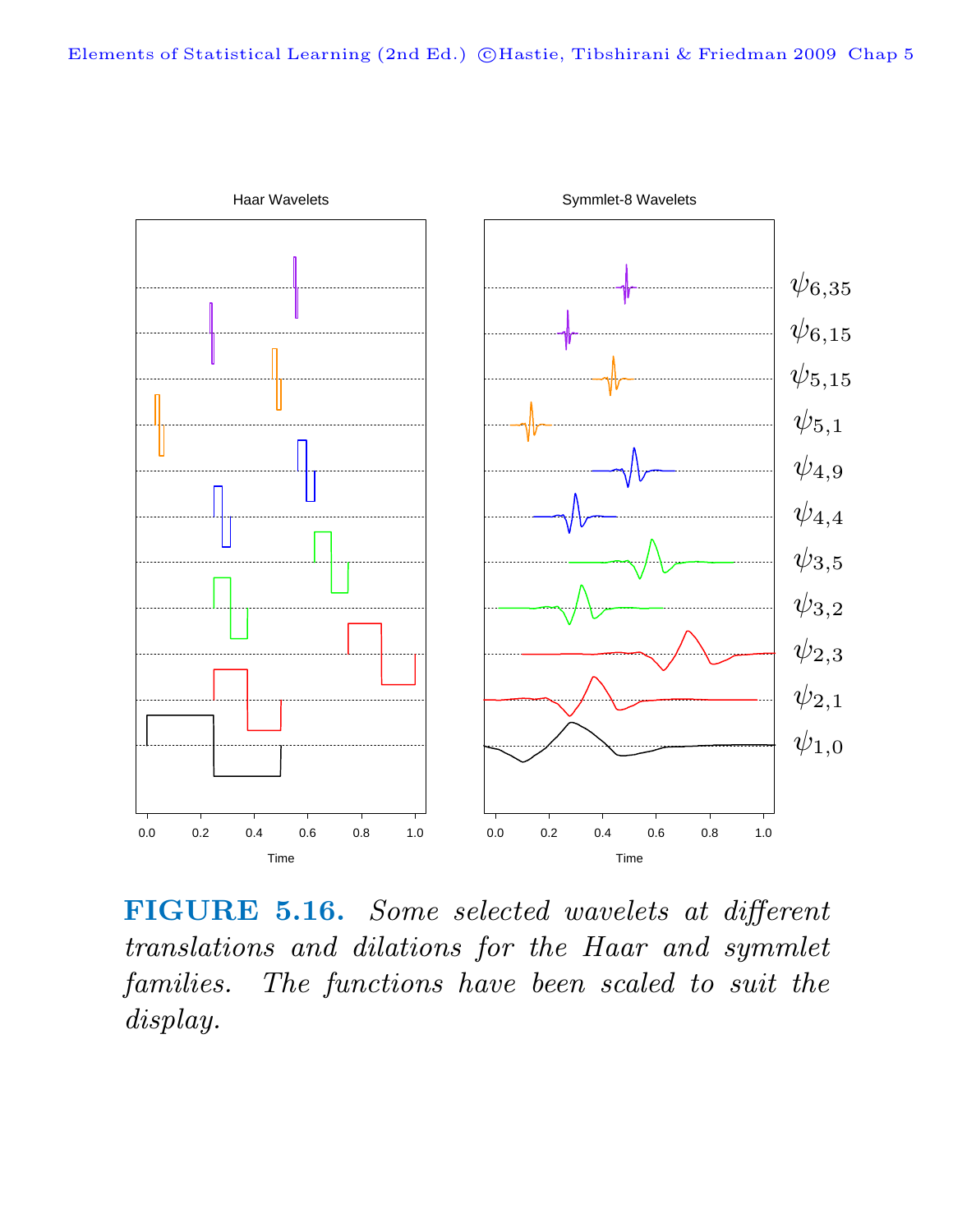**FIGURE 5.16.** *Some selected wavelets at different translations and dilations for the Haar and symmlet families. The functions have been scaled to suit the display.*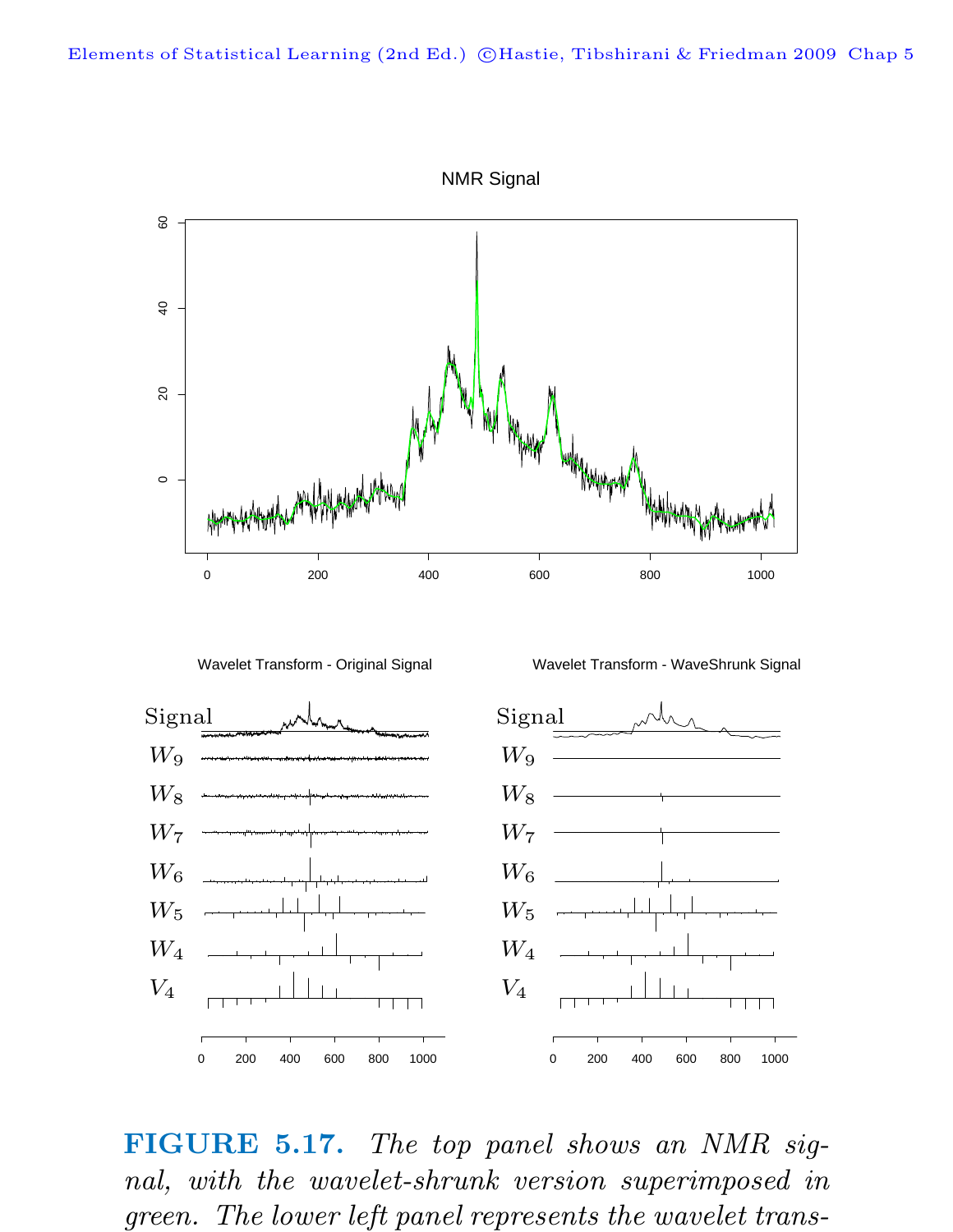**FIGURE 5.17.** *The top panel shows an NMR signal, with the wavelet-shrunk version superimposed in green. The lower left panel represents the wavelet trans-*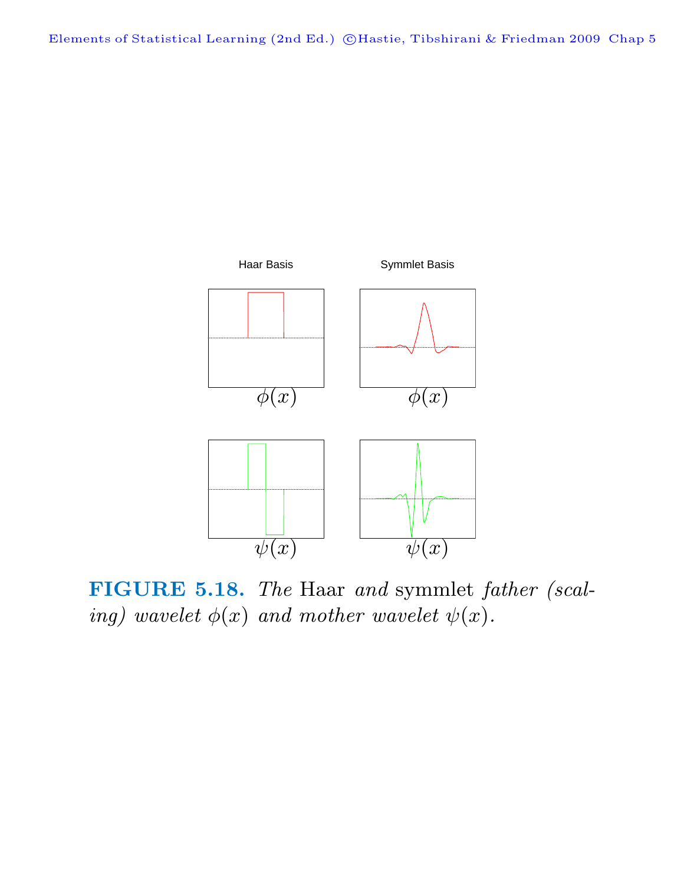**FIGURE 5.18.** *The* Haar *and* symmlet *father (scaling) wavelet* $\phi(x)$ *and mother wavelet* $\psi(x)$.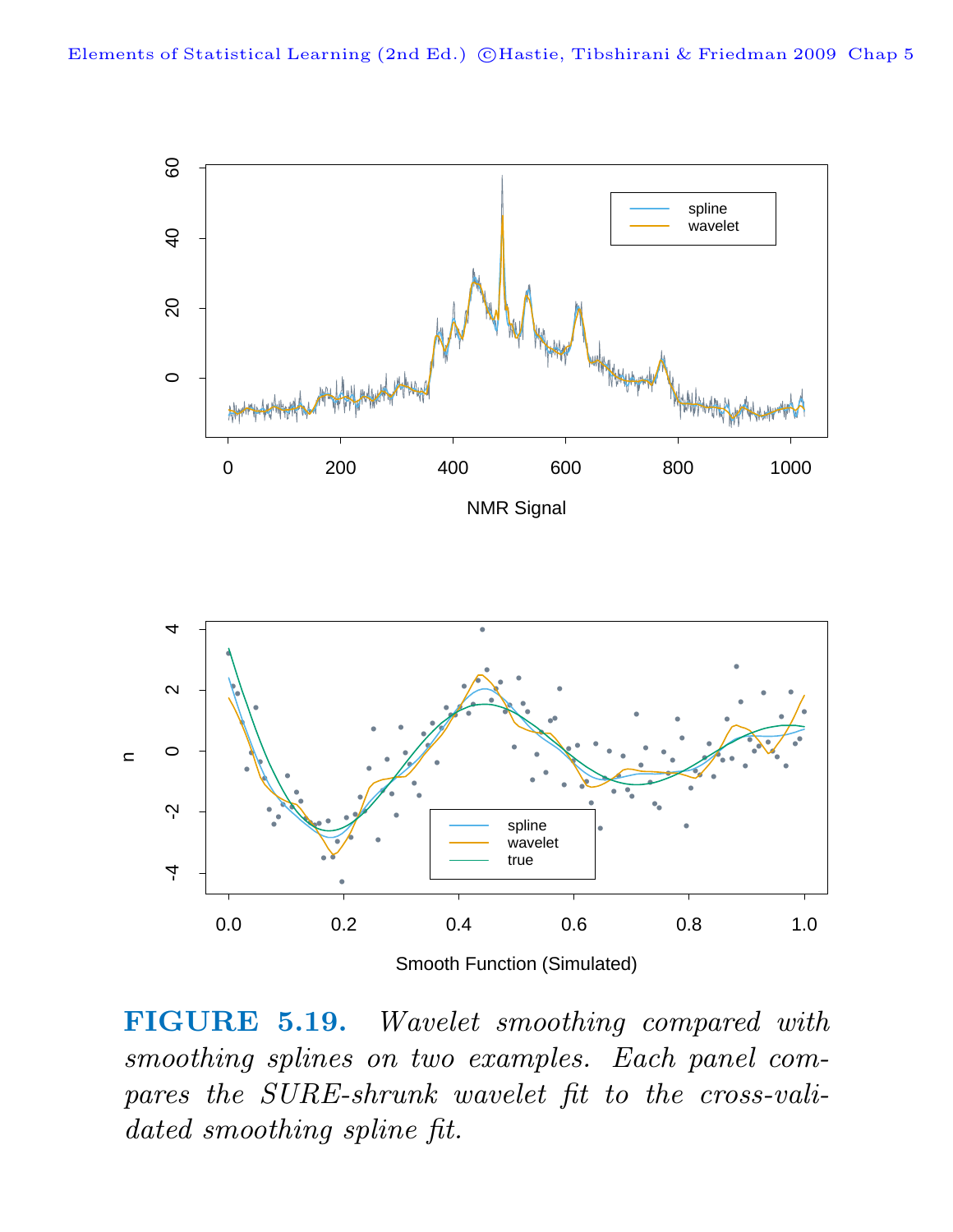**FIGURE 5.19.** *Wavelet smoothing compared with smoothing splines on two examples. Each panel compares the SURE-shrunk wavelet fit to the cross-validated smoothing spline fit.*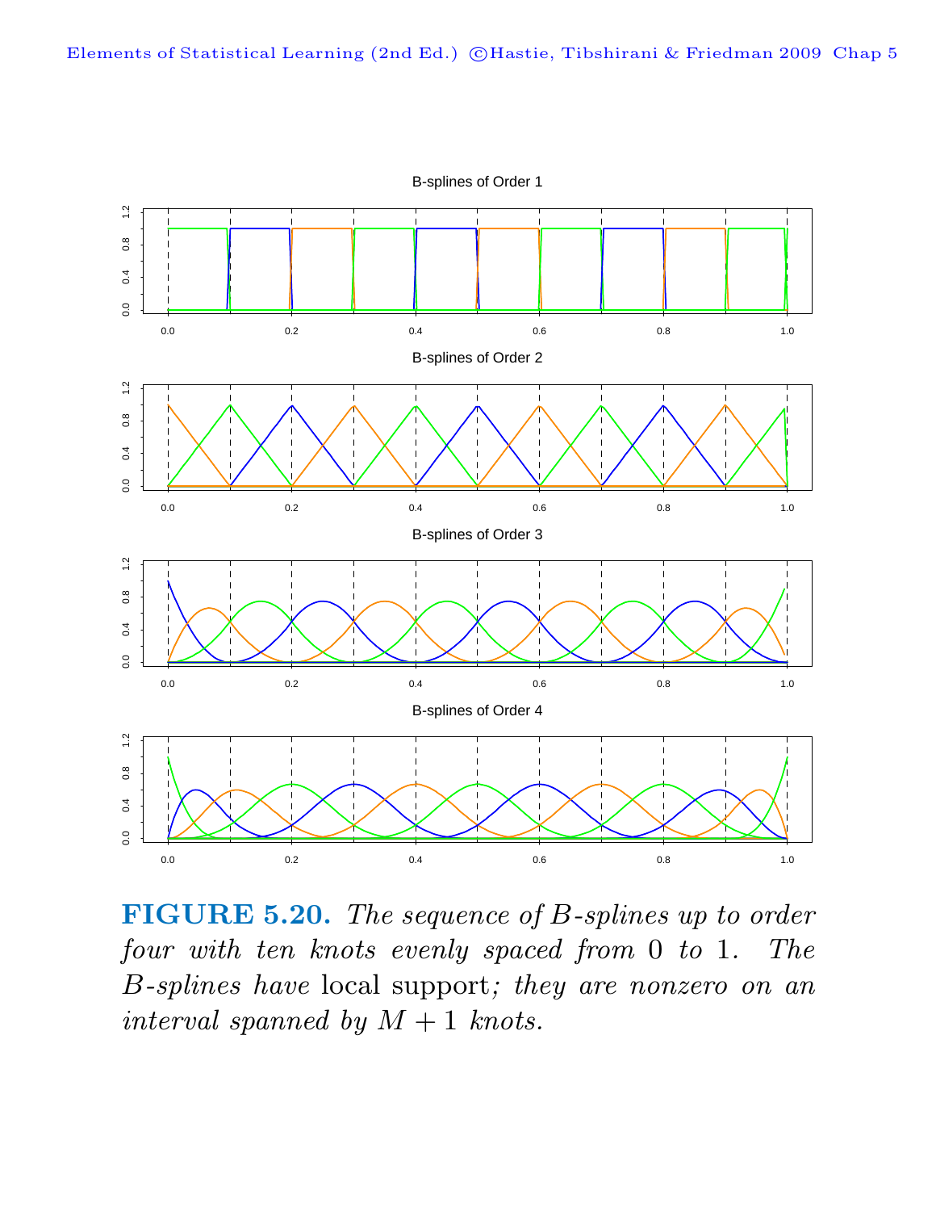B-splines of Order 1

1.2
0.8
0.4
0.0

0.0 0.2 0.4 0.6 0.8 1.0

B-splines of Order 2

1.2
0.8
0.4
0.0

0.0 0.2 0.4 0.6 0.8 1.0

B-splines of Order 3

1.2
0.8
0.4
0.0

0.0 0.2 0.4 0.6 0.8 1.0

B-splines of Order 4

1.2
0.8
0.4
0.0

0.0 0.2 0.4 0.6 0.8 1.0

**FIGURE 5.20.** *The sequence of B-splines up to order four with ten knots evenly spaced from 0 to 1. The B-splines have* local support*; they are nonzero on an interval spanned by $M + 1$ knots.*